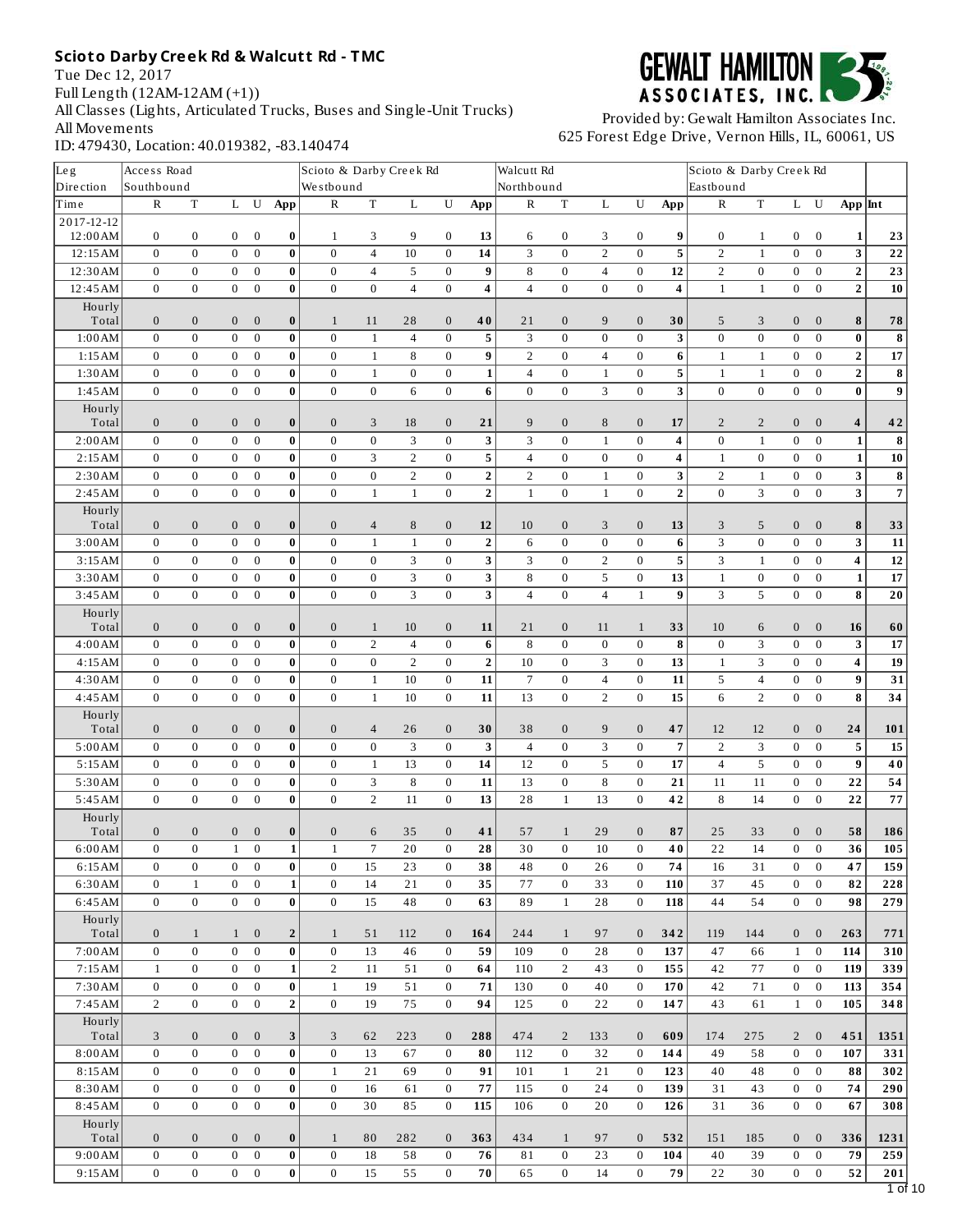## Scioto Darby Creek Rd & Walcutt Rd - TMC

Tue Dec 12, 2017
Full Length (12AM-12AM (+1))
All Classes (Lights, Articulated Trucks, Buses and Single-Unit Trucks)
All Movements
ID: 479430, Location: 40.019382, -83.140474

GEWALT HAMILTON ASSOCIATES, INC.

Provided by: Gewalt Hamilton Associates Inc.
625 Forest Edge Drive, Vernon Hills, IL, 60061, US

| Leg | Access Road | | | | | Scioto & Darby Creek Rd | | | | | Walcutt Rd | | | | | Scioto & Darby Creek Rd | | | | | |
|---|---|---|---|---|---|---|---|---|---|---|---|---|---|---|---|---|---|---|---|---|---|
| Direction | Southbound | | | | | Westbound | | | | | Northbound | | | | | Eastbound | | | | | |
| Time | R | T | L | U | App | R | T | L | U | App | R | T | L | U | App | R | T | L | U | App | Int |
| 2017-12-12 12:00AM | 0 | 0 | 0 | 0 | **0** | 1 | 3 | 9 | 0 | **13** | 6 | 0 | 3 | 0 | **9** | 0 | 1 | 0 | 0 | **1** | **23** |
| 12:15AM | 0 | 0 | 0 | 0 | **0** | 0 | 4 | 10 | 0 | **14** | 3 | 0 | 2 | 0 | **5** | 2 | 1 | 0 | 0 | **3** | **22** |
| 12:30AM | 0 | 0 | 0 | 0 | **0** | 0 | 4 | 5 | 0 | **9** | 8 | 0 | 4 | 0 | **12** | 2 | 0 | 0 | 0 | **2** | **23** |
| 12:45AM | 0 | 0 | 0 | 0 | **0** | 0 | 0 | 4 | 0 | **4** | 4 | 0 | 0 | 0 | **4** | 1 | 1 | 0 | 0 | **2** | **10** |
| Hourly Total | 0 | 0 | 0 | 0 | **0** | 1 | 11 | 28 | 0 | **40** | 21 | 0 | 9 | 0 | **30** | 5 | 3 | 0 | 0 | **8** | **78** |
| 1:00AM | 0 | 0 | 0 | 0 | **0** | 0 | 1 | 4 | 0 | **5** | 3 | 0 | 0 | 0 | **3** | 0 | 0 | 0 | 0 | **0** | **8** |
| 1:15AM | 0 | 0 | 0 | 0 | **0** | 0 | 1 | 8 | 0 | **9** | 2 | 0 | 4 | 0 | **6** | 1 | 1 | 0 | 0 | **2** | **17** |
| 1:30AM | 0 | 0 | 0 | 0 | **0** | 0 | 1 | 0 | 0 | **1** | 4 | 0 | 1 | 0 | **5** | 1 | 1 | 0 | 0 | **2** | **8** |
| 1:45AM | 0 | 0 | 0 | 0 | **0** | 0 | 0 | 6 | 0 | **6** | 0 | 0 | 3 | 0 | **3** | 0 | 0 | 0 | 0 | **0** | **9** |
| Hourly Total | 0 | 0 | 0 | 0 | **0** | 0 | 3 | 18 | 0 | **21** | 9 | 0 | 8 | 0 | **17** | 2 | 2 | 0 | 0 | **4** | **42** |
| 2:00AM | 0 | 0 | 0 | 0 | **0** | 0 | 0 | 3 | 0 | **3** | 3 | 0 | 1 | 0 | **4** | 0 | 1 | 0 | 0 | **1** | **8** |
| 2:15AM | 0 | 0 | 0 | 0 | **0** | 0 | 3 | 2 | 0 | **5** | 4 | 0 | 0 | 0 | **4** | 1 | 0 | 0 | 0 | **1** | **10** |
| 2:30AM | 0 | 0 | 0 | 0 | **0** | 0 | 0 | 2 | 0 | **2** | 2 | 0 | 1 | 0 | **3** | 2 | 1 | 0 | 0 | **3** | **8** |
| 2:45AM | 0 | 0 | 0 | 0 | **0** | 0 | 1 | 1 | 0 | **2** | 1 | 0 | 1 | 0 | **2** | 0 | 3 | 0 | 0 | **3** | **7** |
| Hourly Total | 0 | 0 | 0 | 0 | **0** | 0 | 4 | 8 | 0 | **12** | 10 | 0 | 3 | 0 | **13** | 3 | 5 | 0 | 0 | **8** | **33** |
| 3:00AM | 0 | 0 | 0 | 0 | **0** | 0 | 1 | 1 | 0 | **2** | 6 | 0 | 0 | 0 | **6** | 3 | 0 | 0 | 0 | **3** | **11** |
| 3:15AM | 0 | 0 | 0 | 0 | **0** | 0 | 0 | 3 | 0 | **3** | 3 | 0 | 2 | 0 | **5** | 3 | 1 | 0 | 0 | **4** | **12** |
| 3:30AM | 0 | 0 | 0 | 0 | **0** | 0 | 0 | 3 | 0 | **3** | 8 | 0 | 5 | 0 | **13** | 1 | 0 | 0 | 0 | **1** | **17** |
| 3:45AM | 0 | 0 | 0 | 0 | **0** | 0 | 0 | 3 | 0 | **3** | 4 | 0 | 4 | 1 | **9** | 3 | 5 | 0 | 0 | **8** | **20** |
| Hourly Total | 0 | 0 | 0 | 0 | **0** | 0 | 1 | 10 | 0 | **11** | 21 | 0 | 11 | 1 | **33** | 10 | 6 | 0 | 0 | **16** | **60** |
| 4:00AM | 0 | 0 | 0 | 0 | **0** | 0 | 2 | 4 | 0 | **6** | 8 | 0 | 0 | 0 | **8** | 0 | 3 | 0 | 0 | **3** | **17** |
| 4:15AM | 0 | 0 | 0 | 0 | **0** | 0 | 0 | 2 | 0 | **2** | 10 | 0 | 3 | 0 | **13** | 1 | 3 | 0 | 0 | **4** | **19** |
| 4:30AM | 0 | 0 | 0 | 0 | **0** | 0 | 1 | 10 | 0 | **11** | 7 | 0 | 4 | 0 | **11** | 5 | 4 | 0 | 0 | **9** | **31** |
| 4:45AM | 0 | 0 | 0 | 0 | **0** | 0 | 1 | 10 | 0 | **11** | 13 | 0 | 2 | 0 | **15** | 6 | 2 | 0 | 0 | **8** | **34** |
| Hourly Total | 0 | 0 | 0 | 0 | **0** | 0 | 4 | 26 | 0 | **30** | 38 | 0 | 9 | 0 | **47** | 12 | 12 | 0 | 0 | **24** | **101** |
| 5:00AM | 0 | 0 | 0 | 0 | **0** | 0 | 0 | 3 | 0 | **3** | 4 | 0 | 3 | 0 | **7** | 2 | 3 | 0 | 0 | **5** | **15** |
| 5:15AM | 0 | 0 | 0 | 0 | **0** | 0 | 1 | 13 | 0 | **14** | 12 | 0 | 5 | 0 | **17** | 4 | 5 | 0 | 0 | **9** | **40** |
| 5:30AM | 0 | 0 | 0 | 0 | **0** | 0 | 3 | 8 | 0 | **11** | 13 | 0 | 8 | 0 | **21** | 11 | 11 | 0 | 0 | **22** | **54** |
| 5:45AM | 0 | 0 | 0 | 0 | **0** | 0 | 2 | 11 | 0 | **13** | 28 | 1 | 13 | 0 | **42** | 8 | 14 | 0 | 0 | **22** | **77** |
| Hourly Total | 0 | 0 | 0 | 0 | **0** | 0 | 6 | 35 | 0 | **41** | 57 | 1 | 29 | 0 | **87** | 25 | 33 | 0 | 0 | **58** | **186** |
| 6:00AM | 0 | 0 | 1 | 0 | **1** | 1 | 7 | 20 | 0 | **28** | 30 | 0 | 10 | 0 | **40** | 22 | 14 | 0 | 0 | **36** | **105** |
| 6:15AM | 0 | 0 | 0 | 0 | **0** | 0 | 15 | 23 | 0 | **38** | 48 | 0 | 26 | 0 | **74** | 16 | 31 | 0 | 0 | **47** | **159** |
| 6:30AM | 0 | 1 | 0 | 0 | **1** | 0 | 14 | 21 | 0 | **35** | 77 | 0 | 33 | 0 | **110** | 37 | 45 | 0 | 0 | **82** | **228** |
| 6:45AM | 0 | 0 | 0 | 0 | **0** | 0 | 15 | 48 | 0 | **63** | 89 | 1 | 28 | 0 | **118** | 44 | 54 | 0 | 0 | **98** | **279** |
| Hourly Total | 0 | 1 | 1 | 0 | **2** | 1 | 51 | 112 | 0 | **164** | 244 | 1 | 97 | 0 | **342** | 119 | 144 | 0 | 0 | **263** | **771** |
| 7:00AM | 0 | 0 | 0 | 0 | **0** | 0 | 13 | 46 | 0 | **59** | 109 | 0 | 28 | 0 | **137** | 47 | 66 | 1 | 0 | **114** | **310** |
| 7:15AM | 1 | 0 | 0 | 0 | **1** | 2 | 11 | 51 | 0 | **64** | 110 | 2 | 43 | 0 | **155** | 42 | 77 | 0 | 0 | **119** | **339** |
| 7:30AM | 0 | 0 | 0 | 0 | **0** | 1 | 19 | 51 | 0 | **71** | 130 | 0 | 40 | 0 | **170** | 42 | 71 | 0 | 0 | **113** | **354** |
| 7:45AM | 2 | 0 | 0 | 0 | **2** | 0 | 19 | 75 | 0 | **94** | 125 | 0 | 22 | 0 | **147** | 43 | 61 | 1 | 0 | **105** | **348** |
| Hourly Total | 3 | 0 | 0 | 0 | **3** | 3 | 62 | 223 | 0 | **288** | 474 | 2 | 133 | 0 | **609** | 174 | 275 | 2 | 0 | **451** | **1351** |
| 8:00AM | 0 | 0 | 0 | 0 | **0** | 0 | 13 | 67 | 0 | **80** | 112 | 0 | 32 | 0 | **144** | 49 | 58 | 0 | 0 | **107** | **331** |
| 8:15AM | 0 | 0 | 0 | 0 | **0** | 1 | 21 | 69 | 0 | **91** | 101 | 1 | 21 | 0 | **123** | 40 | 48 | 0 | 0 | **88** | **302** |
| 8:30AM | 0 | 0 | 0 | 0 | **0** | 0 | 16 | 61 | 0 | **77** | 115 | 0 | 24 | 0 | **139** | 31 | 43 | 0 | 0 | **74** | **290** |
| 8:45AM | 0 | 0 | 0 | 0 | **0** | 0 | 30 | 85 | 0 | **115** | 106 | 0 | 20 | 0 | **126** | 31 | 36 | 0 | 0 | **67** | **308** |
| Hourly Total | 0 | 0 | 0 | 0 | **0** | 1 | 80 | 282 | 0 | **363** | 434 | 1 | 97 | 0 | **532** | 151 | 185 | 0 | 0 | **336** | **1231** |
| 9:00AM | 0 | 0 | 0 | 0 | **0** | 0 | 18 | 58 | 0 | **76** | 81 | 0 | 23 | 0 | **104** | 40 | 39 | 0 | 0 | **79** | **259** |
| 9:15AM | 0 | 0 | 0 | 0 | **0** | 0 | 15 | 55 | 0 | **70** | 65 | 0 | 14 | 0 | **79** | 22 | 30 | 0 | 0 | **52** | **201** |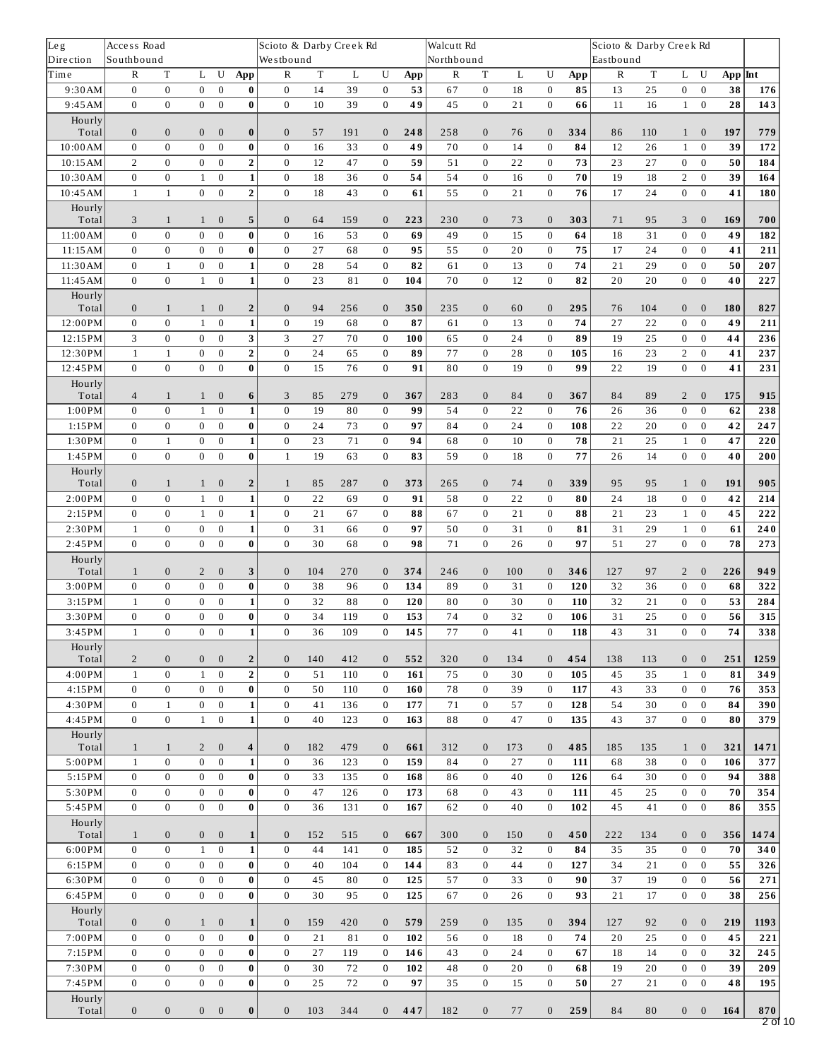| Leg | Access Road | | | | | Scioto & Darby Creek Rd | | | | | Walcutt Rd | | | | | Scioto & Darby Creek Rd | | | | | |
|---|---|---|---|---|---|---|---|---|---|---|---|---|---|---|---|---|---|---|---|---|---|
| Direction | Southbound | | | | | Westbound | | | | | Northbound | | | | | Eastbound | | | | | |
| Time | R | T | L | U | App | R | T | L | U | App | R | T | L | U | App | R | T | L | U | App | Int |
| 9:30AM | 0 | 0 | 0 | 0 | **0** | 0 | 14 | 39 | 0 | **53** | 67 | 0 | 18 | 0 | **85** | 13 | 25 | 0 | 0 | **38** | **176** |
| 9:45AM | 0 | 0 | 0 | 0 | **0** | 0 | 10 | 39 | 0 | **49** | 45 | 0 | 21 | 0 | **66** | 11 | 16 | 1 | 0 | **28** | **143** |
| Hourly Total | 0 | 0 | 0 | 0 | **0** | 0 | 57 | 191 | 0 | **248** | 258 | 0 | 76 | 0 | **334** | 86 | 110 | 1 | 0 | **197** | **779** |
| 10:00AM | 0 | 0 | 0 | 0 | **0** | 0 | 16 | 33 | 0 | **49** | 70 | 0 | 14 | 0 | **84** | 12 | 26 | 1 | 0 | **39** | **172** |
| 10:15AM | 2 | 0 | 0 | 0 | **2** | 0 | 12 | 47 | 0 | **59** | 51 | 0 | 22 | 0 | **73** | 23 | 27 | 0 | 0 | **50** | **184** |
| 10:30AM | 0 | 0 | 1 | 0 | **1** | 0 | 18 | 36 | 0 | **54** | 54 | 0 | 16 | 0 | **70** | 19 | 18 | 2 | 0 | **39** | **164** |
| 10:45AM | 1 | 1 | 0 | 0 | **2** | 0 | 18 | 43 | 0 | **61** | 55 | 0 | 21 | 0 | **76** | 17 | 24 | 0 | 0 | **41** | **180** |
| Hourly Total | 3 | 1 | 1 | 0 | **5** | 0 | 64 | 159 | 0 | **223** | 230 | 0 | 73 | 0 | **303** | 71 | 95 | 3 | 0 | **169** | **700** |
| 11:00AM | 0 | 0 | 0 | 0 | **0** | 0 | 16 | 53 | 0 | **69** | 49 | 0 | 15 | 0 | **64** | 18 | 31 | 0 | 0 | **49** | **182** |
| 11:15AM | 0 | 0 | 0 | 0 | **0** | 0 | 27 | 68 | 0 | **95** | 55 | 0 | 20 | 0 | **75** | 17 | 24 | 0 | 0 | **41** | **211** |
| 11:30AM | 0 | 1 | 0 | 0 | **1** | 0 | 28 | 54 | 0 | **82** | 61 | 0 | 13 | 0 | **74** | 21 | 29 | 0 | 0 | **50** | **207** |
| 11:45AM | 0 | 0 | 1 | 0 | **1** | 0 | 23 | 81 | 0 | **104** | 70 | 0 | 12 | 0 | **82** | 20 | 20 | 0 | 0 | **40** | **227** |
| Hourly Total | 0 | 1 | 1 | 0 | **2** | 0 | 94 | 256 | 0 | **350** | 235 | 0 | 60 | 0 | **295** | 76 | 104 | 0 | 0 | **180** | **827** |
| 12:00PM | 0 | 0 | 1 | 0 | **1** | 0 | 19 | 68 | 0 | **87** | 61 | 0 | 13 | 0 | **74** | 27 | 22 | 0 | 0 | **49** | **211** |
| 12:15PM | 3 | 0 | 0 | 0 | **3** | 3 | 27 | 70 | 0 | **100** | 65 | 0 | 24 | 0 | **89** | 19 | 25 | 0 | 0 | **44** | **236** |
| 12:30PM | 1 | 1 | 0 | 0 | **2** | 0 | 24 | 65 | 0 | **89** | 77 | 0 | 28 | 0 | **105** | 16 | 23 | 2 | 0 | **41** | **237** |
| 12:45PM | 0 | 0 | 0 | 0 | **0** | 0 | 15 | 76 | 0 | **91** | 80 | 0 | 19 | 0 | **99** | 22 | 19 | 0 | 0 | **41** | **231** |
| Hourly Total | 4 | 1 | 1 | 0 | **6** | 3 | 85 | 279 | 0 | **367** | 283 | 0 | 84 | 0 | **367** | 84 | 89 | 2 | 0 | **175** | **915** |
| 1:00PM | 0 | 0 | 1 | 0 | **1** | 0 | 19 | 80 | 0 | **99** | 54 | 0 | 22 | 0 | **76** | 26 | 36 | 0 | 0 | **62** | **238** |
| 1:15PM | 0 | 0 | 0 | 0 | **0** | 0 | 24 | 73 | 0 | **97** | 84 | 0 | 24 | 0 | **108** | 22 | 20 | 0 | 0 | **42** | **247** |
| 1:30PM | 0 | 1 | 0 | 0 | **1** | 0 | 23 | 71 | 0 | **94** | 68 | 0 | 10 | 0 | **78** | 21 | 25 | 1 | 0 | **47** | **220** |
| 1:45PM | 0 | 0 | 0 | 0 | **0** | 1 | 19 | 63 | 0 | **83** | 59 | 0 | 18 | 0 | **77** | 26 | 14 | 0 | 0 | **40** | **200** |
| Hourly Total | 0 | 1 | 1 | 0 | **2** | 1 | 85 | 287 | 0 | **373** | 265 | 0 | 74 | 0 | **339** | 95 | 95 | 1 | 0 | **191** | **905** |
| 2:00PM | 0 | 0 | 1 | 0 | **1** | 0 | 22 | 69 | 0 | **91** | 58 | 0 | 22 | 0 | **80** | 24 | 18 | 0 | 0 | **42** | **214** |
| 2:15PM | 0 | 0 | 1 | 0 | **1** | 0 | 21 | 67 | 0 | **88** | 67 | 0 | 21 | 0 | **88** | 21 | 23 | 1 | 0 | **45** | **222** |
| 2:30PM | 1 | 0 | 0 | 0 | **1** | 0 | 31 | 66 | 0 | **97** | 50 | 0 | 31 | 0 | **81** | 31 | 29 | 1 | 0 | **61** | **240** |
| 2:45PM | 0 | 0 | 0 | 0 | **0** | 0 | 30 | 68 | 0 | **98** | 71 | 0 | 26 | 0 | **97** | 51 | 27 | 0 | 0 | **78** | **273** |
| Hourly Total | 1 | 0 | 2 | 0 | **3** | 0 | 104 | 270 | 0 | **374** | 246 | 0 | 100 | 0 | **346** | 127 | 97 | 2 | 0 | **226** | **949** |
| 3:00PM | 0 | 0 | 0 | 0 | **0** | 0 | 38 | 96 | 0 | **134** | 89 | 0 | 31 | 0 | **120** | 32 | 36 | 0 | 0 | **68** | **322** |
| 3:15PM | 1 | 0 | 0 | 0 | **1** | 0 | 32 | 88 | 0 | **120** | 80 | 0 | 30 | 0 | **110** | 32 | 21 | 0 | 0 | **53** | **284** |
| 3:30PM | 0 | 0 | 0 | 0 | **0** | 0 | 34 | 119 | 0 | **153** | 74 | 0 | 32 | 0 | **106** | 31 | 25 | 0 | 0 | **56** | **315** |
| 3:45PM | 1 | 0 | 0 | 0 | **1** | 0 | 36 | 109 | 0 | **145** | 77 | 0 | 41 | 0 | **118** | 43 | 31 | 0 | 0 | **74** | **338** |
| Hourly Total | 2 | 0 | 0 | 0 | **2** | 0 | 140 | 412 | 0 | **552** | 320 | 0 | 134 | 0 | **454** | 138 | 113 | 0 | 0 | **251** | **1259** |
| 4:00PM | 1 | 0 | 1 | 0 | **2** | 0 | 51 | 110 | 0 | **161** | 75 | 0 | 30 | 0 | **105** | 45 | 35 | 1 | 0 | **81** | **349** |
| 4:15PM | 0 | 0 | 0 | 0 | **0** | 0 | 50 | 110 | 0 | **160** | 78 | 0 | 39 | 0 | **117** | 43 | 33 | 0 | 0 | **76** | **353** |
| 4:30PM | 0 | 1 | 0 | 0 | **1** | 0 | 41 | 136 | 0 | **177** | 71 | 0 | 57 | 0 | **128** | 54 | 30 | 0 | 0 | **84** | **390** |
| 4:45PM | 0 | 0 | 1 | 0 | **1** | 0 | 40 | 123 | 0 | **163** | 88 | 0 | 47 | 0 | **135** | 43 | 37 | 0 | 0 | **80** | **379** |
| Hourly Total | 1 | 1 | 2 | 0 | **4** | 0 | 182 | 479 | 0 | **661** | 312 | 0 | 173 | 0 | **485** | 185 | 135 | 1 | 0 | **321** | **1471** |
| 5:00PM | 1 | 0 | 0 | 0 | **1** | 0 | 36 | 123 | 0 | **159** | 84 | 0 | 27 | 0 | **111** | 68 | 38 | 0 | 0 | **106** | **377** |
| 5:15PM | 0 | 0 | 0 | 0 | **0** | 0 | 33 | 135 | 0 | **168** | 86 | 0 | 40 | 0 | **126** | 64 | 30 | 0 | 0 | **94** | **388** |
| 5:30PM | 0 | 0 | 0 | 0 | **0** | 0 | 47 | 126 | 0 | **173** | 68 | 0 | 43 | 0 | **111** | 45 | 25 | 0 | 0 | **70** | **354** |
| 5:45PM | 0 | 0 | 0 | 0 | **0** | 0 | 36 | 131 | 0 | **167** | 62 | 0 | 40 | 0 | **102** | 45 | 41 | 0 | 0 | **86** | **355** |
| Hourly Total | 1 | 0 | 0 | 0 | **1** | 0 | 152 | 515 | 0 | **667** | 300 | 0 | 150 | 0 | **450** | 222 | 134 | 0 | 0 | **356** | **1474** |
| 6:00PM | 0 | 0 | 1 | 0 | **1** | 0 | 44 | 141 | 0 | **185** | 52 | 0 | 32 | 0 | **84** | 35 | 35 | 0 | 0 | **70** | **340** |
| 6:15PM | 0 | 0 | 0 | 0 | **0** | 0 | 40 | 104 | 0 | **144** | 83 | 0 | 44 | 0 | **127** | 34 | 21 | 0 | 0 | **55** | **326** |
| 6:30PM | 0 | 0 | 0 | 0 | **0** | 0 | 45 | 80 | 0 | **125** | 57 | 0 | 33 | 0 | **90** | 37 | 19 | 0 | 0 | **56** | **271** |
| 6:45PM | 0 | 0 | 0 | 0 | **0** | 0 | 30 | 95 | 0 | **125** | 67 | 0 | 26 | 0 | **93** | 21 | 17 | 0 | 0 | **38** | **256** |
| Hourly Total | 0 | 0 | 1 | 0 | **1** | 0 | 159 | 420 | 0 | **579** | 259 | 0 | 135 | 0 | **394** | 127 | 92 | 0 | 0 | **219** | **1193** |
| 7:00PM | 0 | 0 | 0 | 0 | **0** | 0 | 21 | 81 | 0 | **102** | 56 | 0 | 18 | 0 | **74** | 20 | 25 | 0 | 0 | **45** | **221** |
| 7:15PM | 0 | 0 | 0 | 0 | **0** | 0 | 27 | 119 | 0 | **146** | 43 | 0 | 24 | 0 | **67** | 18 | 14 | 0 | 0 | **32** | **245** |
| 7:30PM | 0 | 0 | 0 | 0 | **0** | 0 | 30 | 72 | 0 | **102** | 48 | 0 | 20 | 0 | **68** | 19 | 20 | 0 | 0 | **39** | **209** |
| 7:45PM | 0 | 0 | 0 | 0 | **0** | 0 | 25 | 72 | 0 | **97** | 35 | 0 | 15 | 0 | **50** | 27 | 21 | 0 | 0 | **48** | **195** |
| Hourly Total | 0 | 0 | 0 | 0 | **0** | 0 | 103 | 344 | 0 | **447** | 182 | 0 | 77 | 0 | **259** | 84 | 80 | 0 | 0 | **164** | **870** |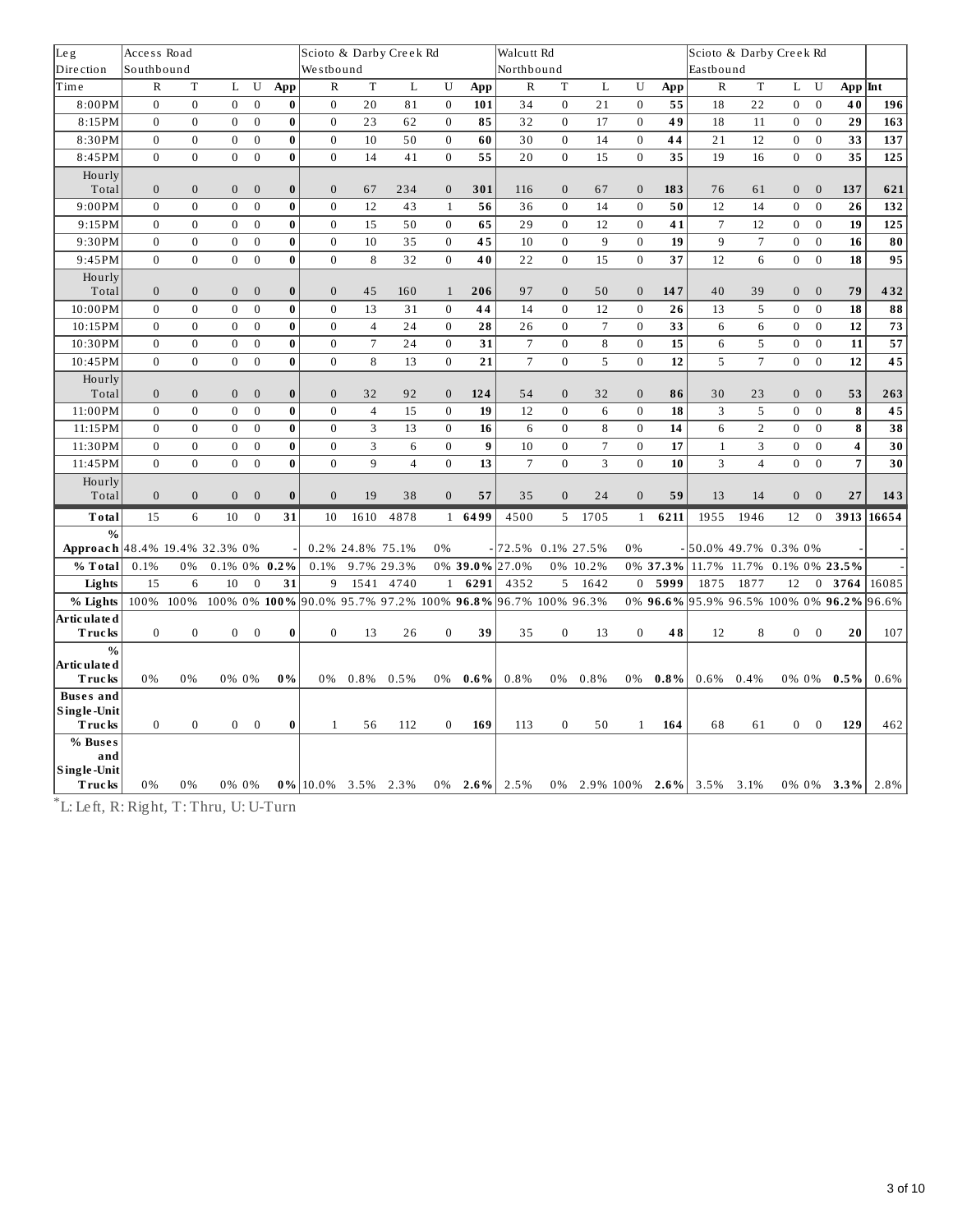| Leg | Access Road | | | | | Scioto & Darby Creek Rd | | | | | Walcutt Rd | | | | | Scioto & Darby Creek Rd | | | | | |
|---|---|---|---|---|---|---|---|---|---|---|---|---|---|---|---|---|---|---|---|---|---|
| Direction | Southbound | | | | | Westbound | | | | | Northbound | | | | | Eastbound | | | | | |
| Time | R | T | L | U | App | R | T | L | U | App | R | T | L | U | App | R | T | L | U | App | Int |
| 8:00PM | 0 | 0 | 0 | 0 | **0** | 0 | 20 | 81 | 0 | **101** | 34 | 0 | 21 | 0 | **55** | 18 | 22 | 0 | 0 | **40** | **196** |
| 8:15PM | 0 | 0 | 0 | 0 | **0** | 0 | 23 | 62 | 0 | **85** | 32 | 0 | 17 | 0 | **49** | 18 | 11 | 0 | 0 | **29** | **163** |
| 8:30PM | 0 | 0 | 0 | 0 | **0** | 0 | 10 | 50 | 0 | **60** | 30 | 0 | 14 | 0 | **44** | 21 | 12 | 0 | 0 | **33** | **137** |
| 8:45PM | 0 | 0 | 0 | 0 | **0** | 0 | 14 | 41 | 0 | **55** | 20 | 0 | 15 | 0 | **35** | 19 | 16 | 0 | 0 | **35** | **125** |
| Hourly Total | 0 | 0 | 0 | 0 | **0** | 0 | 67 | 234 | 0 | **301** | 116 | 0 | 67 | 0 | **183** | 76 | 61 | 0 | 0 | **137** | **621** |
| 9:00PM | 0 | 0 | 0 | 0 | **0** | 0 | 12 | 43 | 1 | **56** | 36 | 0 | 14 | 0 | **50** | 12 | 14 | 0 | 0 | **26** | **132** |
| 9:15PM | 0 | 0 | 0 | 0 | **0** | 0 | 15 | 50 | 0 | **65** | 29 | 0 | 12 | 0 | **41** | 7 | 12 | 0 | 0 | **19** | **125** |
| 9:30PM | 0 | 0 | 0 | 0 | **0** | 0 | 10 | 35 | 0 | **45** | 10 | 0 | 9 | 0 | **19** | 9 | 7 | 0 | 0 | **16** | **80** |
| 9:45PM | 0 | 0 | 0 | 0 | **0** | 0 | 8 | 32 | 0 | **40** | 22 | 0 | 15 | 0 | **37** | 12 | 6 | 0 | 0 | **18** | **95** |
| Hourly Total | 0 | 0 | 0 | 0 | **0** | 0 | 45 | 160 | 1 | **206** | 97 | 0 | 50 | 0 | **147** | 40 | 39 | 0 | 0 | **79** | **432** |
| 10:00PM | 0 | 0 | 0 | 0 | **0** | 0 | 13 | 31 | 0 | **44** | 14 | 0 | 12 | 0 | **26** | 13 | 5 | 0 | 0 | **18** | **88** |
| 10:15PM | 0 | 0 | 0 | 0 | **0** | 0 | 4 | 24 | 0 | **28** | 26 | 0 | 7 | 0 | **33** | 6 | 6 | 0 | 0 | **12** | **73** |
| 10:30PM | 0 | 0 | 0 | 0 | **0** | 0 | 7 | 24 | 0 | **31** | 7 | 0 | 8 | 0 | **15** | 6 | 5 | 0 | 0 | **11** | **57** |
| 10:45PM | 0 | 0 | 0 | 0 | **0** | 0 | 8 | 13 | 0 | **21** | 7 | 0 | 5 | 0 | **12** | 5 | 7 | 0 | 0 | **12** | **45** |
| Hourly Total | 0 | 0 | 0 | 0 | **0** | 0 | 32 | 92 | 0 | **124** | 54 | 0 | 32 | 0 | **86** | 30 | 23 | 0 | 0 | **53** | **263** |
| 11:00PM | 0 | 0 | 0 | 0 | **0** | 0 | 4 | 15 | 0 | **19** | 12 | 0 | 6 | 0 | **18** | 3 | 5 | 0 | 0 | **8** | **45** |
| 11:15PM | 0 | 0 | 0 | 0 | **0** | 0 | 3 | 13 | 0 | **16** | 6 | 0 | 8 | 0 | **14** | 6 | 2 | 0 | 0 | **8** | **38** |
| 11:30PM | 0 | 0 | 0 | 0 | **0** | 0 | 3 | 6 | 0 | **9** | 10 | 0 | 7 | 0 | **17** | 1 | 3 | 0 | 0 | **4** | **30** |
| 11:45PM | 0 | 0 | 0 | 0 | **0** | 0 | 9 | 4 | 0 | **13** | 7 | 0 | 3 | 0 | **10** | 3 | 4 | 0 | 0 | **7** | **30** |
| Hourly Total | 0 | 0 | 0 | 0 | **0** | 0 | 19 | 38 | 0 | **57** | 35 | 0 | 24 | 0 | **59** | 13 | 14 | 0 | 0 | **27** | **143** |
| **Total** | 15 | 6 | 10 | 0 | **31** | 10 | 1610 | 4878 | 1 | **6499** | 4500 | 5 | 1705 | 1 | **6211** | 1955 | 1946 | 12 | 0 | **3913** | **16654** |
| **% Approach** | 48.4% | 19.4% | 32.3% | 0% | - | 0.2% | 24.8% | 75.1% | 0% | - | 72.5% | 0.1% | 27.5% | 0% | - | 50.0% | 49.7% | 0.3% | 0% | - | - |
| **% Total** | 0.1% | 0% | 0.1% | 0% | **0.2%** | 0.1% | 9.7% | 29.3% | 0% | **39.0%** | 27.0% | 0% | 10.2% | 0% | **37.3%** | 11.7% | 11.7% | 0.1% | 0% | **23.5%** | - |
| **Lights** | 15 | 6 | 10 | 0 | **31** | 9 | 1541 | 4740 | 1 | **6291** | 4352 | 5 | 1642 | 0 | **5999** | 1875 | 1877 | 12 | 0 | **3764** | 16085 |
| **% Lights** | 100% | 100% | 100% | 0% | **100%** | 90.0% | 95.7% | 97.2% | 100% | **96.8%** | 96.7% | 100% | 96.3% | 0% | **96.6%** | 95.9% | 96.5% | 100% | 0% | **96.2%** | 96.6% |
| **Articulated Trucks** | 0 | 0 | 0 | 0 | **0** | 0 | 13 | 26 | 0 | **39** | 35 | 0 | 13 | 0 | **48** | 12 | 8 | 0 | 0 | **20** | 107 |
| **% Articulated Trucks** | 0% | 0% | 0% | 0% | **0%** | 0% | 0.8% | 0.5% | 0% | **0.6%** | 0.8% | 0% | 0.8% | 0% | **0.8%** | 0.6% | 0.4% | 0% | 0% | **0.5%** | 0.6% |
| **Buses and Single-Unit Trucks** | 0 | 0 | 0 | 0 | **0** | 1 | 56 | 112 | 0 | **169** | 113 | 0 | 50 | 1 | **164** | 68 | 61 | 0 | 0 | **129** | 462 |
| **% Buses and Single-Unit Trucks** | 0% | 0% | 0% | 0% | **0%** | 10.0% | 3.5% | 2.3% | 0% | **2.6%** | 2.5% | 0% | 2.9% | 100% | **2.6%** | 3.5% | 3.1% | 0% | 0% | **3.3%** | 2.8% |

*L: Left, R: Right, T: Thru, U: U-Turn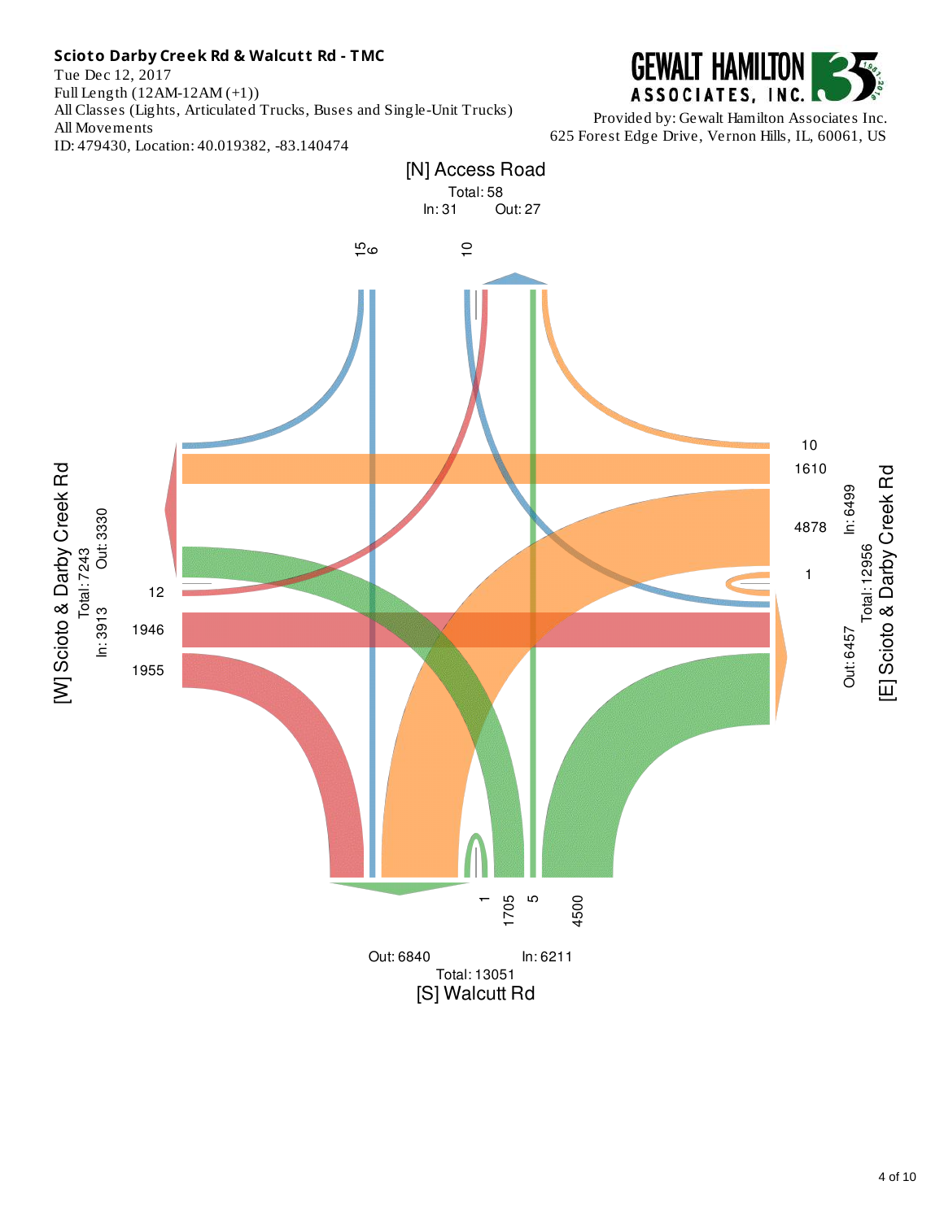**Scioto Darby Creek Rd & Walcutt Rd - TMC**

Tue Dec 12, 2017
Full Length (12AM-12AM (+1))
All Classes (Lights, Articulated Trucks, Buses and Single-Unit Trucks)
All Movements
ID: 479430, Location: 40.019382, -83.140474

GEWALT HAMILTON ASSOCIATES, INC.

Provided by: Gewalt Hamilton Associates Inc.
625 Forest Edge Drive, Vernon Hills, IL, 60061, US

[N] Access Road
Total: 58
In: 31 Out: 27

15
6
10

[W] Scioto & Darby Creek Rd
Total: 7243
In: 3913 Out: 3330

12
1946
1955

[E] Scioto & Darby Creek Rd
Total: 12956
In: 6499 Out: 6457

10
1610
4878
1

1
1705
5
4500

Out: 6840 In: 6211
Total: 13051
[S] Walcutt Rd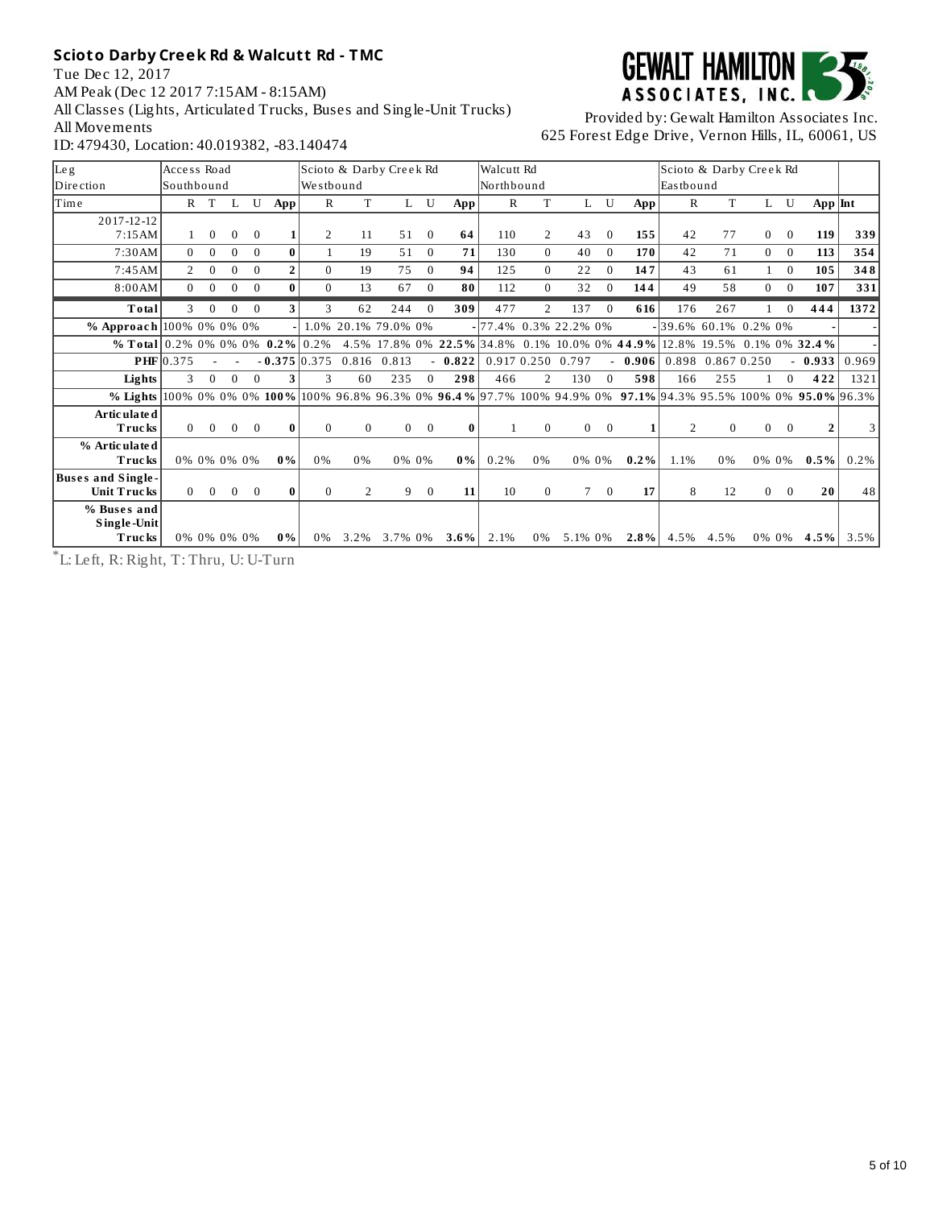**Scioto Darby Creek Rd & Walcutt Rd - TMC**

Tue Dec 12, 2017

AM Peak (Dec 12 2017 7:15AM - 8:15AM)

All Classes (Lights, Articulated Trucks, Buses and Single-Unit Trucks)

All Movements

ID: 479430, Location: 40.019382, -83.140474

GEWALT HAMILTON ASSOCIATES, INC.

Provided by: Gewalt Hamilton Associates Inc.
625 Forest Edge Drive, Vernon Hills, IL, 60061, US

| Leg | Access Road | | | | | Scioto & Darby Creek Rd | | | | | Walcutt Rd | | | | | Scioto & Darby Creek Rd | | | | | |
|---|---|---|---|---|---|---|---|---|---|---|---|---|---|---|---|---|---|---|---|---|---|
| Direction | Southbound | | | | | Westbound | | | | | Northbound | | | | | Eastbound | | | | | |
| Time | R | T | L | U | App | R | T | L | U | App | R | T | L | U | App | R | T | L | U | App | Int |
| 2017-12-12 7:15AM | 1 | 0 | 0 | 0 | 1 | 2 | 11 | 51 | 0 | 64 | 110 | 2 | 43 | 0 | 155 | 42 | 77 | 0 | 0 | 119 | 339 |
| 7:30AM | 0 | 0 | 0 | 0 | 0 | 1 | 19 | 51 | 0 | 71 | 130 | 0 | 40 | 0 | 170 | 42 | 71 | 0 | 0 | 113 | 354 |
| 7:45AM | 2 | 0 | 0 | 0 | 2 | 0 | 19 | 75 | 0 | 94 | 125 | 0 | 22 | 0 | 147 | 43 | 61 | 1 | 0 | 105 | 348 |
| 8:00AM | 0 | 0 | 0 | 0 | 0 | 0 | 13 | 67 | 0 | 80 | 112 | 0 | 32 | 0 | 144 | 49 | 58 | 0 | 0 | 107 | 331 |
| **Total** | 3 | 0 | 0 | 0 | 3 | 3 | 62 | 244 | 0 | 309 | 477 | 2 | 137 | 0 | 616 | 176 | 267 | 1 | 0 | 444 | 1372 |
| **% Approach** | 100% | 0% | 0% | 0% | - | 1.0% | 20.1% | 79.0% | 0% | - | 77.4% | 0.3% | 22.2% | 0% | - | 39.6% | 60.1% | 0.2% | 0% | - | - |
| **% Total** | 0.2% | 0% | 0% | 0% | **0.2%** | 0.2% | 4.5% | 17.8% | 0% | **22.5%** | 34.8% | 0.1% | 10.0% | 0% | **44.9%** | 12.8% | 19.5% | 0.1% | 0% | **32.4%** | - |
| **PHF** | 0.375 | - | - | - | **0.375** | 0.375 | 0.816 | 0.813 | - | **0.822** | 0.917 | 0.250 | 0.797 | - | **0.906** | 0.898 | 0.867 | 0.250 | - | **0.933** | 0.969 |
| **Lights** | 3 | 0 | 0 | 0 | 3 | 3 | 60 | 235 | 0 | 298 | 466 | 2 | 130 | 0 | 598 | 166 | 255 | 1 | 0 | 422 | 1321 |
| **% Lights** | 100% | 0% | 0% | 0% | **100%** | 100% | 96.8% | 96.3% | 0% | **96.4%** | 97.7% | 100% | 94.9% | 0% | **97.1%** | 94.3% | 95.5% | 100% | 0% | **95.0%** | 96.3% |
| **Articulated Trucks** | 0 | 0 | 0 | 0 | 0 | 0 | 0 | 0 | 0 | 0 | 1 | 0 | 0 | 0 | 1 | 2 | 0 | 0 | 0 | 2 | 3 |
| **% Articulated Trucks** | 0% | 0% | 0% | 0% | **0%** | 0% | 0% | 0% | 0% | **0%** | 0.2% | 0% | 0% | 0% | **0.2%** | 1.1% | 0% | 0% | 0% | **0.5%** | 0.2% |
| **Buses and Single-Unit Trucks** | 0 | 0 | 0 | 0 | 0 | 0 | 2 | 9 | 0 | 11 | 10 | 0 | 7 | 0 | 17 | 8 | 12 | 0 | 0 | 20 | 48 |
| **% Buses and Single-Unit Trucks** | 0% | 0% | 0% | 0% | **0%** | 0% | 3.2% | 3.7% | 0% | **3.6%** | 2.1% | 0% | 5.1% | 0% | **2.8%** | 4.5% | 4.5% | 0% | 0% | **4.5%** | 3.5% |

*L: Left, R: Right, T: Thru, U: U-Turn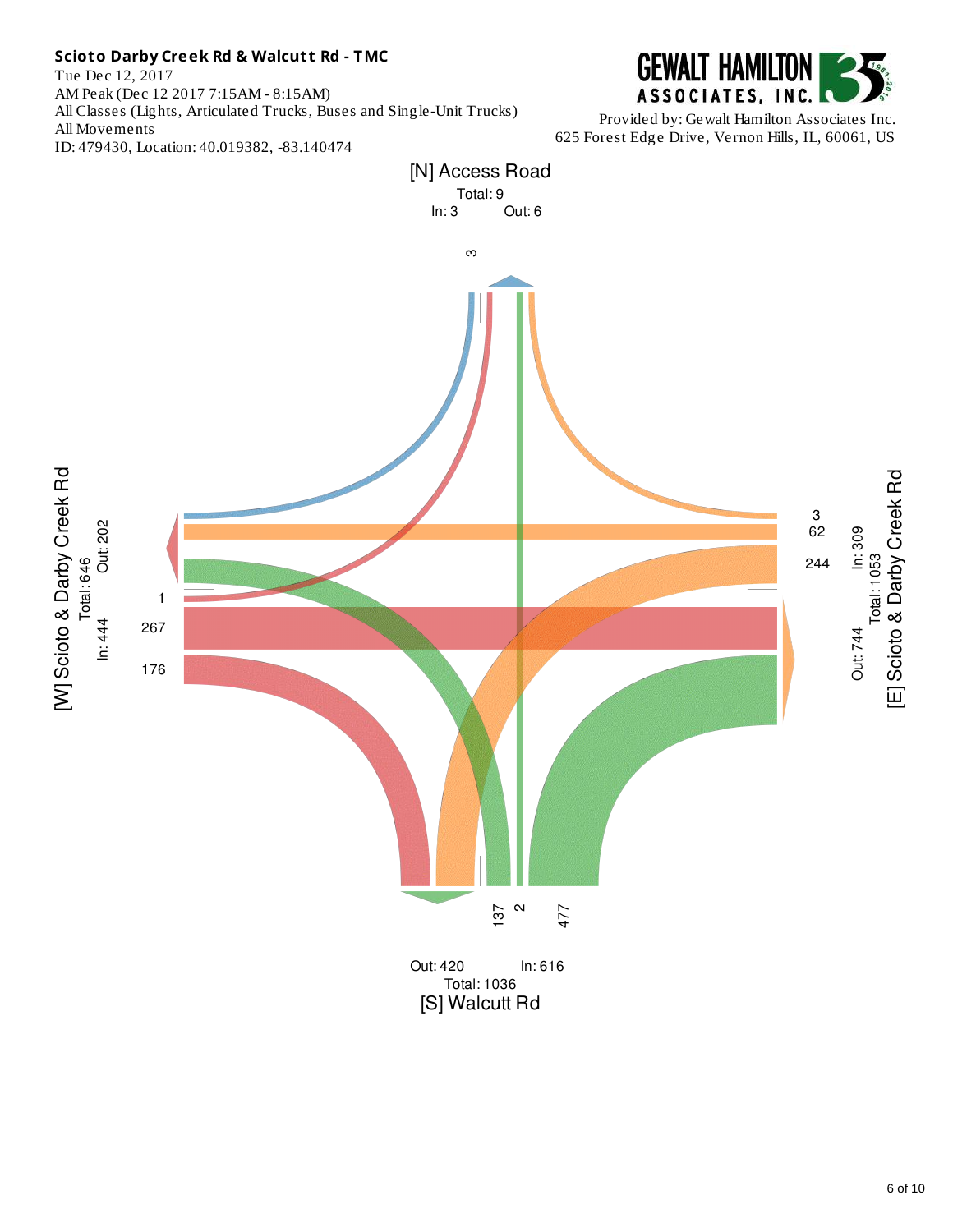**Scioto Darby Creek Rd & Walcutt Rd - TMC**

Tue Dec 12, 2017
AM Peak (Dec 12 2017 7:15AM - 8:15AM)
All Classes (Lights, Articulated Trucks, Buses and Single-Unit Trucks)
All Movements
ID: 479430, Location: 40.019382, -83.140474

Provided by: Gewalt Hamilton Associates Inc.
625 Forest Edge Drive, Vernon Hills, IL, 60061, US

[N] Access Road
Total: 9
In: 3 Out: 6

3

[W] Scioto & Darby Creek Rd
Total: 646
In: 444 Out: 202

1
267
176

[E] Scioto & Darby Creek Rd
Total: 1053
In: 309 Out: 744

3
62
244

137 2 477

Out: 420 In: 616
Total: 1036
[S] Walcutt Rd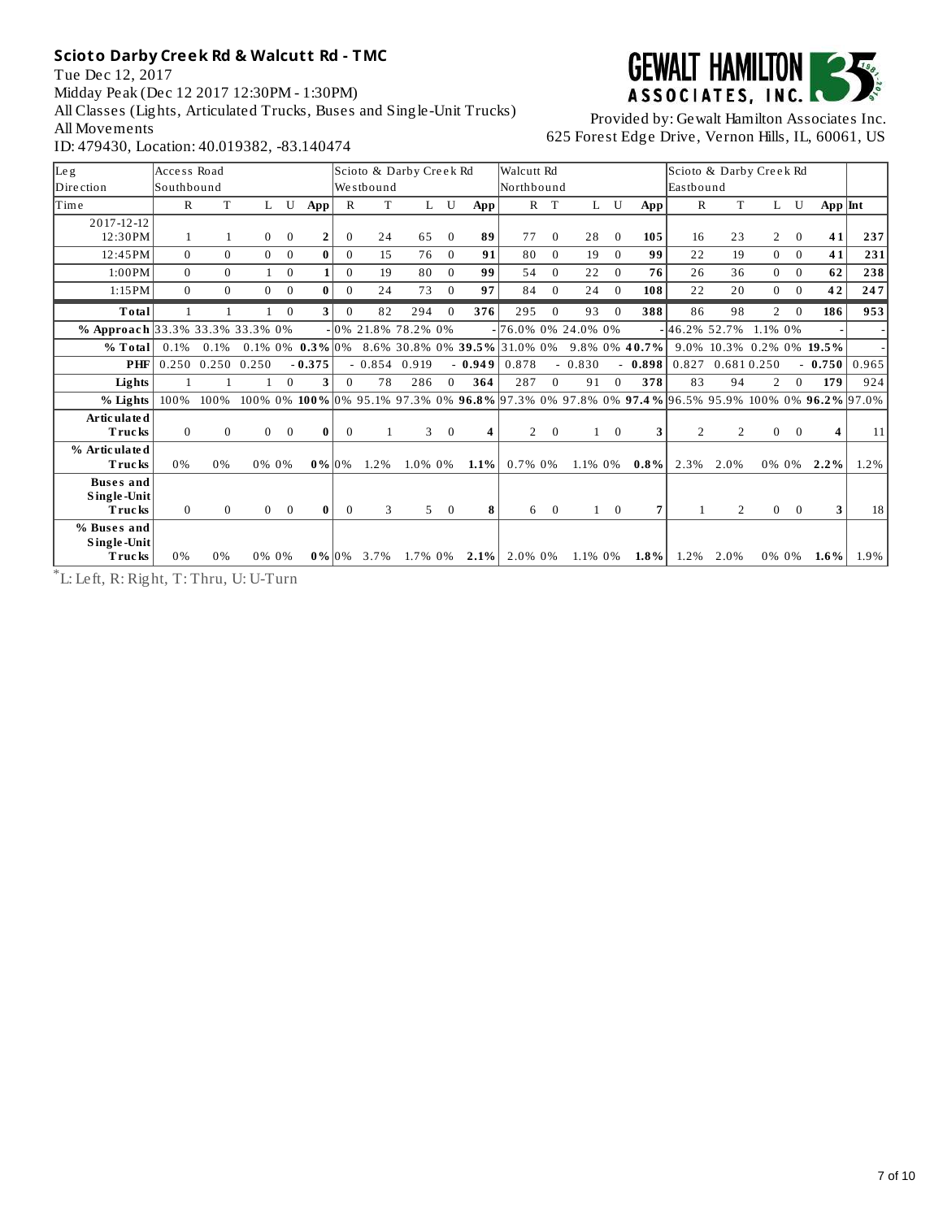# Scioto Darby Creek Rd & Walcutt Rd - TMC

Tue Dec 12, 2017
Midday Peak (Dec 12 2017 12:30PM - 1:30PM)
All Classes (Lights, Articulated Trucks, Buses and Single-Unit Trucks)
All Movements
ID: 479430, Location: 40.019382, -83.140474

GEWALT HAMILTON ASSOCIATES, INC.

Provided by: Gewalt Hamilton Associates Inc.
625 Forest Edge Drive, Vernon Hills, IL, 60061, US

| Leg | Access Road | | | | | Scioto & Darby Creek Rd | | | | | Walcutt Rd | | | | | Scioto & Darby Creek Rd | | | | | |
|---|---|---|---|---|---|---|---|---|---|---|---|---|---|---|---|---|---|---|---|---|---|
| Direction | Southbound | | | | | Westbound | | | | | Northbound | | | | | Eastbound | | | | | |
| Time | R | T | L | U | App | R | T | L | U | App | R | T | L | U | App | R | T | L | U | App | Int |
| 2017-12-12 12:30PM | 1 | 1 | 0 | 0 | **2** | 0 | 24 | 65 | 0 | **89** | 77 | 0 | 28 | 0 | **105** | 16 | 23 | 2 | 0 | **41** | **237** |
| 12:45PM | 0 | 0 | 0 | 0 | **0** | 0 | 15 | 76 | 0 | **91** | 80 | 0 | 19 | 0 | **99** | 22 | 19 | 0 | 0 | **41** | **231** |
| 1:00PM | 0 | 0 | 1 | 0 | **1** | 0 | 19 | 80 | 0 | **99** | 54 | 0 | 22 | 0 | **76** | 26 | 36 | 0 | 0 | **62** | **238** |
| 1:15PM | 0 | 0 | 0 | 0 | **0** | 0 | 24 | 73 | 0 | **97** | 84 | 0 | 24 | 0 | **108** | 22 | 20 | 0 | 0 | **42** | **247** |
| **Total** | 1 | 1 | 1 | 0 | **3** | 0 | 82 | 294 | 0 | **376** | 295 | 0 | 93 | 0 | **388** | 86 | 98 | 2 | 0 | **186** | **953** |
| **% Approach** | 33.3% | 33.3% | 33.3% | 0% | - | 0% | 21.8% | 78.2% | 0% | - | 76.0% | 0% | 24.0% | 0% | - | 46.2% | 52.7% | 1.1% | 0% | - | - |
| **% Total** | 0.1% | 0.1% | 0.1% | 0% | **0.3%** | 0% | 8.6% | 30.8% | 0% | **39.5%** | 31.0% | 0% | 9.8% | 0% | **40.7%** | 9.0% | 10.3% | 0.2% | 0% | **19.5%** | - |
| **PHF** | 0.250 | 0.250 | 0.250 | - | **0.375** | - | 0.854 | 0.919 | - | **0.949** | 0.878 | - | 0.830 | - | **0.898** | 0.827 | 0.681 | 0.250 | - | **0.750** | 0.965 |
| **Lights** | 1 | 1 | 1 | 0 | **3** | 0 | 78 | 286 | 0 | **364** | 287 | 0 | 91 | 0 | **378** | 83 | 94 | 2 | 0 | **179** | 924 |
| **% Lights** | 100% | 100% | 100% | 0% | **100%** | 0% | 95.1% | 97.3% | 0% | **96.8%** | 97.3% | 0% | 97.8% | 0% | **97.4%** | 96.5% | 95.9% | 100% | 0% | **96.2%** | 97.0% |
| **Articulated Trucks** | 0 | 0 | 0 | 0 | **0** | 0 | 1 | 3 | 0 | **4** | 2 | 0 | 1 | 0 | **3** | 2 | 2 | 0 | 0 | **4** | 11 |
| **% Articulated Trucks** | 0% | 0% | 0% | 0% | **0%** | 0% | 1.2% | 1.0% | 0% | **1.1%** | 0.7% | 0% | 1.1% | 0% | **0.8%** | 2.3% | 2.0% | 0% | 0% | **2.2%** | 1.2% |
| **Buses and Single-Unit Trucks** | 0 | 0 | 0 | 0 | **0** | 0 | 3 | 5 | 0 | **8** | 6 | 0 | 1 | 0 | **7** | 1 | 2 | 0 | 0 | **3** | 18 |
| **% Buses and Single-Unit Trucks** | 0% | 0% | 0% | 0% | **0%** | 0% | 3.7% | 1.7% | 0% | **2.1%** | 2.0% | 0% | 1.1% | 0% | **1.8%** | 1.2% | 2.0% | 0% | 0% | **1.6%** | 1.9% |

*L: Left, R: Right, T: Thru, U: U-Turn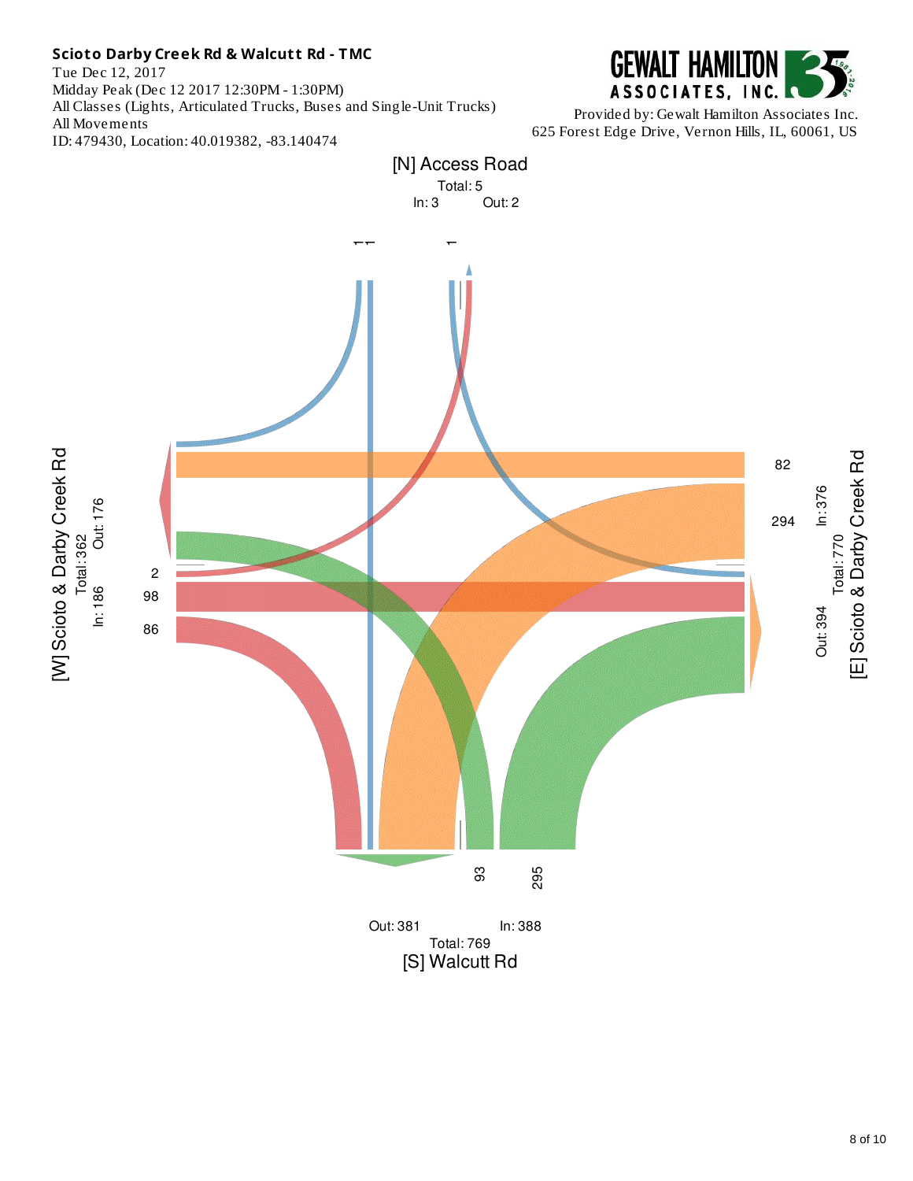**Scioto Darby Creek Rd & Walcutt Rd - TMC**

Tue Dec 12, 2017
Midday Peak (Dec 12 2017 12:30PM - 1:30PM)
All Classes (Lights, Articulated Trucks, Buses and Single-Unit Trucks)
All Movements
ID: 479430, Location: 40.019382, -83.140474

GEWALT HAMILTON ASSOCIATES, INC.

Provided by: Gewalt Hamilton Associates Inc.
625 Forest Edge Drive, Vernon Hills, IL, 60061, US

[N] Access Road
Total: 5
In: 3 Out: 2

1 1 1

[W] Scioto & Darby Creek Rd
Total: 362
In: 186 Out: 176

2
98
86

[E] Scioto & Darby Creek Rd
Total: 770
In: 376 Out: 394

82
294

93 295

Out: 381 In: 388
Total: 769
[S] Walcutt Rd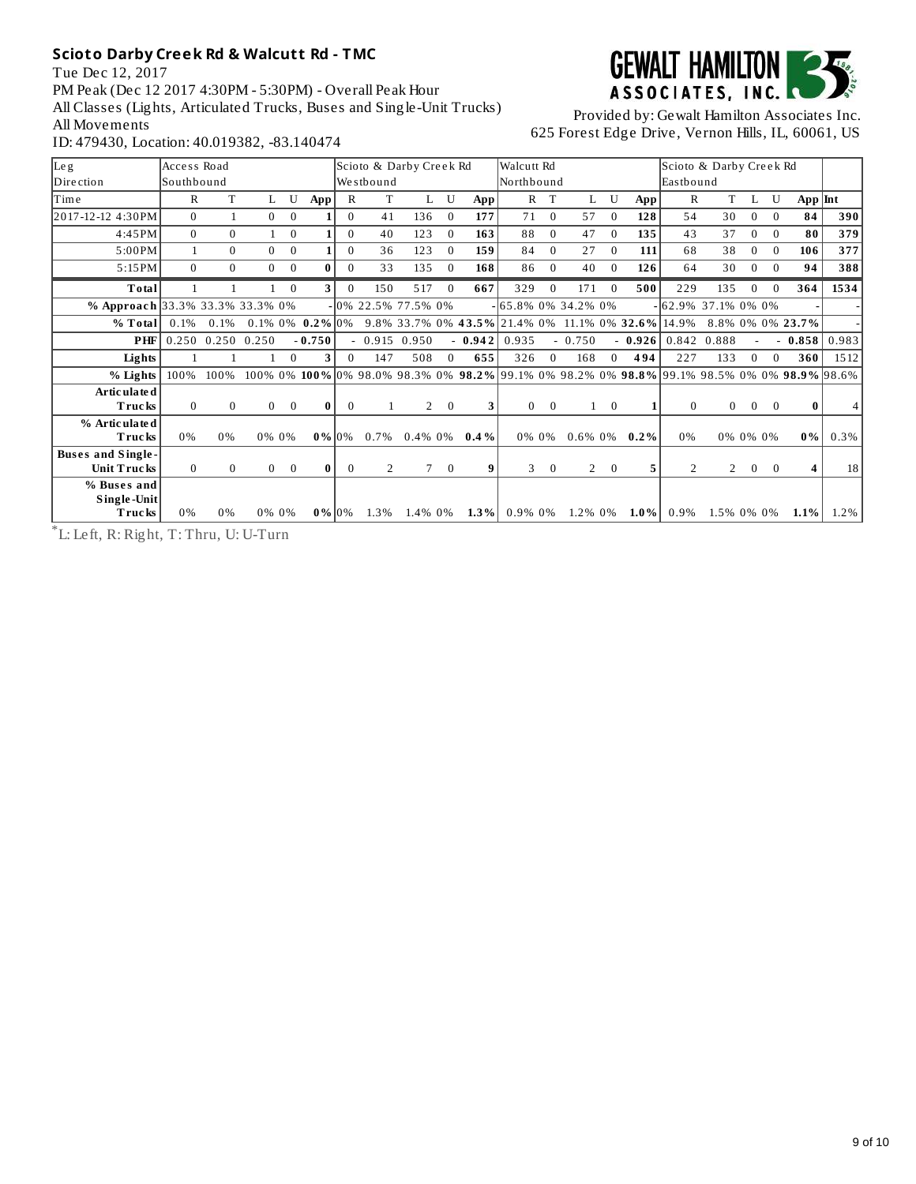**Scioto Darby Creek Rd & Walcutt Rd - TMC**

Tue Dec 12, 2017

PM Peak (Dec 12 2017 4:30PM - 5:30PM) - Overall Peak Hour

All Classes (Lights, Articulated Trucks, Buses and Single-Unit Trucks)

All Movements

ID: 479430, Location: 40.019382, -83.140474

GEWALT HAMILTON ASSOCIATES, INC.

Provided by: Gewalt Hamilton Associates Inc.
625 Forest Edge Drive, Vernon Hills, IL, 60061, US

| Leg | Access Road | | | | | Scioto & Darby Creek Rd | | | | | Walcutt Rd | | | | | Scioto & Darby Creek Rd | | | | | |
|---|---|---|---|---|---|---|---|---|---|---|---|---|---|---|---|---|---|---|---|---|---|
| Direction | Southbound | | | | | Westbound | | | | | Northbound | | | | | Eastbound | | | | | |
| Time | R | T | L | U | App | R | T | L | U | App | R | T | L | U | App | R | T | L | U | App | Int |
| 2017-12-12 4:30PM | 0 | 1 | 0 | 0 | **1** | 0 | 41 | 136 | 0 | **177** | 71 | 0 | 57 | 0 | **128** | 54 | 30 | 0 | 0 | **84** | **390** |
| 4:45PM | 0 | 0 | 1 | 0 | **1** | 0 | 40 | 123 | 0 | **163** | 88 | 0 | 47 | 0 | **135** | 43 | 37 | 0 | 0 | **80** | **379** |
| 5:00PM | 1 | 0 | 0 | 0 | **1** | 0 | 36 | 123 | 0 | **159** | 84 | 0 | 27 | 0 | **111** | 68 | 38 | 0 | 0 | **106** | **377** |
| 5:15PM | 0 | 0 | 0 | 0 | **0** | 0 | 33 | 135 | 0 | **168** | 86 | 0 | 40 | 0 | **126** | 64 | 30 | 0 | 0 | **94** | **388** |
| **Total** | 1 | 1 | 1 | 0 | **3** | 0 | 150 | 517 | 0 | **667** | 329 | 0 | 171 | 0 | **500** | 229 | 135 | 0 | 0 | **364** | **1534** |
| **% Approach** | 33.3% | 33.3% | 33.3% | 0% | - | 0% | 22.5% | 77.5% | 0% | - | 65.8% | 0% | 34.2% | 0% | - | 62.9% | 37.1% | 0% | 0% | - | - |
| **% Total** | 0.1% | 0.1% | 0.1% | 0% | **0.2%** | 0% | 9.8% | 33.7% | 0% | **43.5%** | 21.4% | 0% | 11.1% | 0% | **32.6%** | 14.9% | 8.8% | 0% | 0% | **23.7%** | - |
| **PHF** | 0.250 | 0.250 | 0.250 | - | **0.750** | - | 0.915 | 0.950 | - | **0.942** | 0.935 | - | 0.750 | - | **0.926** | 0.842 | 0.888 | - | - | **0.858** | 0.983 |
| **Lights** | 1 | 1 | 1 | 0 | **3** | 0 | 147 | 508 | 0 | **655** | 326 | 0 | 168 | 0 | **494** | 227 | 133 | 0 | 0 | **360** | 1512 |
| **% Lights** | 100% | 100% | 100% | 0% | **100%** | 0% | 98.0% | 98.3% | 0% | **98.2%** | 99.1% | 0% | 98.2% | 0% | **98.8%** | 99.1% | 98.5% | 0% | 0% | **98.9%** | 98.6% |
| **Articulated Trucks** | 0 | 0 | 0 | 0 | **0** | 0 | 1 | 2 | 0 | **3** | 0 | 0 | 1 | 0 | **1** | 0 | 0 | 0 | 0 | **0** | 4 |
| **% Articulated Trucks** | 0% | 0% | 0% | 0% | **0%** | 0% | 0.7% | 0.4% | 0% | **0.4%** | 0% | 0% | 0.6% | 0% | **0.2%** | 0% | 0% | 0% | 0% | **0%** | 0.3% |
| **Buses and Single-Unit Trucks** | 0 | 0 | 0 | 0 | **0** | 0 | 2 | 7 | 0 | **9** | 3 | 0 | 2 | 0 | **5** | 2 | 2 | 0 | 0 | **4** | 18 |
| **% Buses and Single-Unit Trucks** | 0% | 0% | 0% | 0% | **0%** | 0% | 1.3% | 1.4% | 0% | **1.3%** | 0.9% | 0% | 1.2% | 0% | **1.0%** | 0.9% | 1.5% | 0% | 0% | **1.1%** | 1.2% |

*L: Left, R: Right, T: Thru, U: U-Turn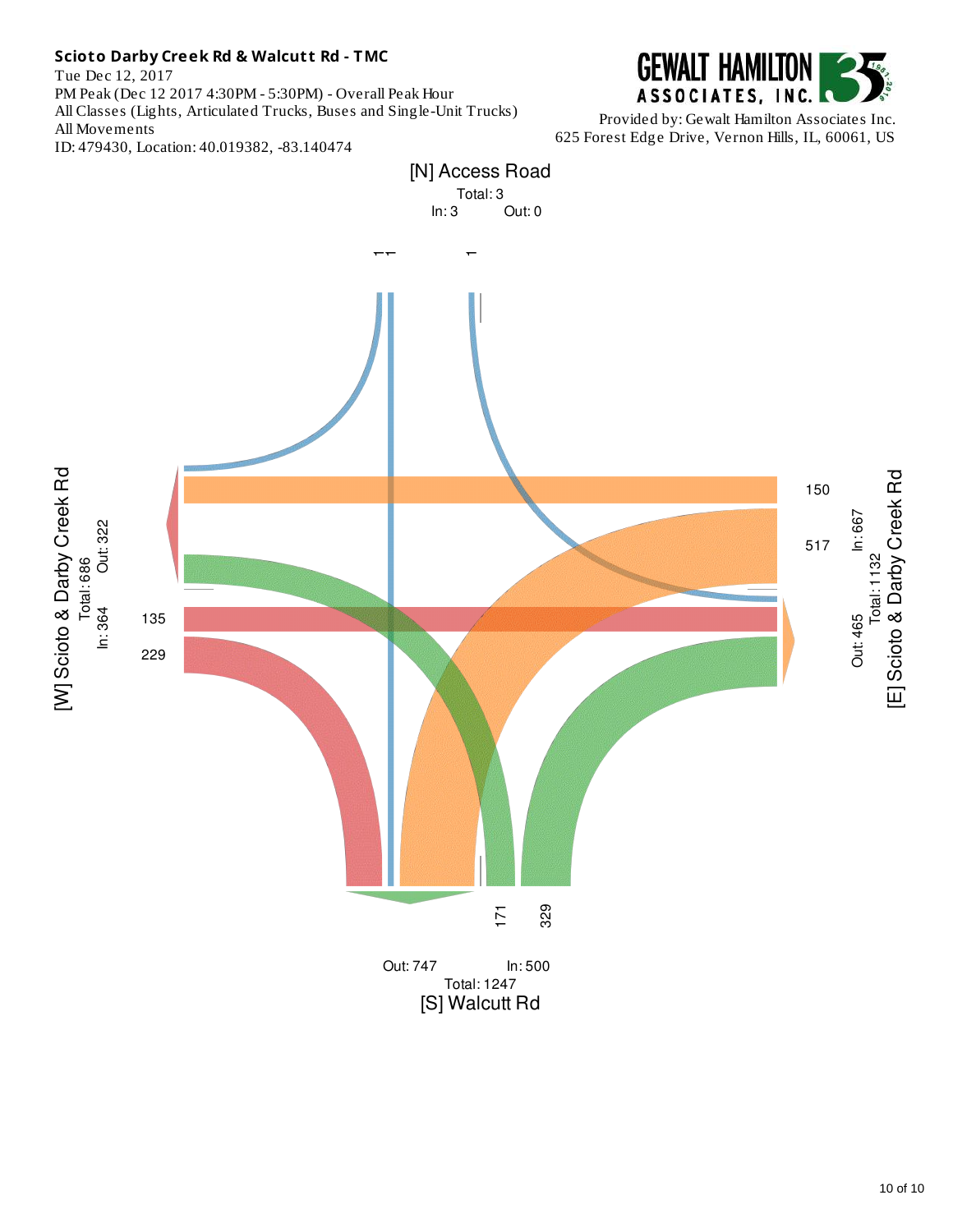**Scioto Darby Creek Rd & Walcutt Rd - TMC**

Tue Dec 12, 2017
PM Peak (Dec 12 2017 4:30PM - 5:30PM) - Overall Peak Hour
All Classes (Lights, Articulated Trucks, Buses and Single-Unit Trucks)
All Movements
ID: 479430, Location: 40.019382, -83.140474

GEWALT HAMILTON ASSOCIATES, INC.

Provided by: Gewalt Hamilton Associates Inc.
625 Forest Edge Drive, Vernon Hills, IL, 60061, US

[N] Access Road
Total: 3
In: 3 Out: 0

1 1 1

[W] Scioto & Darby Creek Rd
Total: 686
In: 364 Out: 322

135
229

150
517

[E] Scioto & Darby Creek Rd
Total: 1132
In: 667 Out: 465

171 329

Out: 747 In: 500
Total: 1247
[S] Walcutt Rd